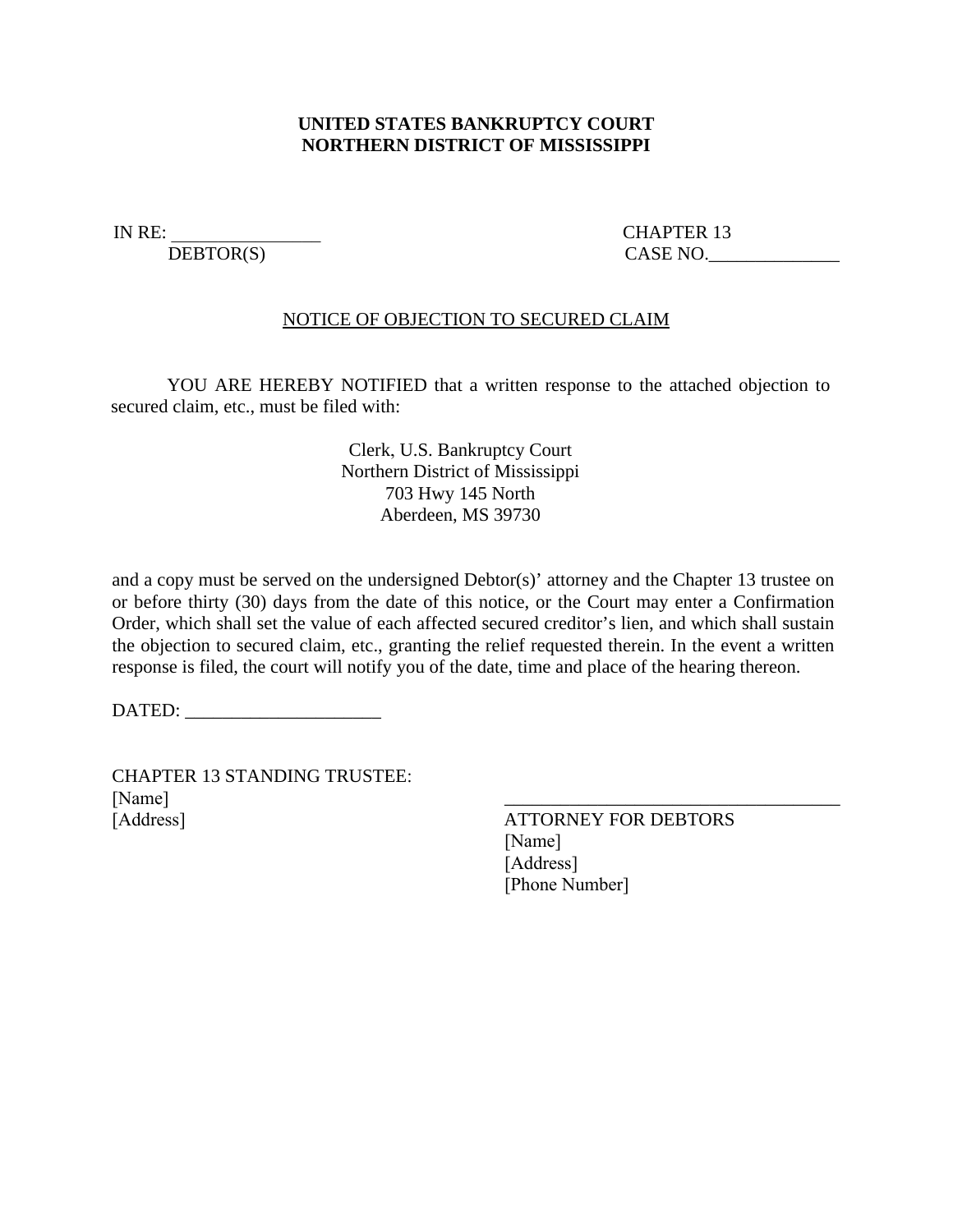**UNITED STATES BANKRUPTCY COURT**
**NORTHERN DISTRICT OF MISSISSIPPI**

IN RE: ________________ CHAPTER 13
DEBTOR(S) CASE NO.______________

NOTICE OF OBJECTION TO SECURED CLAIM

YOU ARE HEREBY NOTIFIED that a written response to the attached objection to secured claim, etc., must be filed with:

Clerk, U.S. Bankruptcy Court
Northern District of Mississippi
703 Hwy 145 North
Aberdeen, MS 39730

and a copy must be served on the undersigned Debtor(s)' attorney and the Chapter 13 trustee on or before thirty (30) days from the date of this notice, or the Court may enter a Confirmation Order, which shall set the value of each affected secured creditor's lien, and which shall sustain the objection to secured claim, etc., granting the relief requested therein. In the event a written response is filed, the court will notify you of the date, time and place of the hearing thereon.

DATED: _____________________

CHAPTER 13 STANDING TRUSTEE:
[Name]
[Address]

____________________________________
ATTORNEY FOR DEBTORS
[Name]
[Address]
[Phone Number]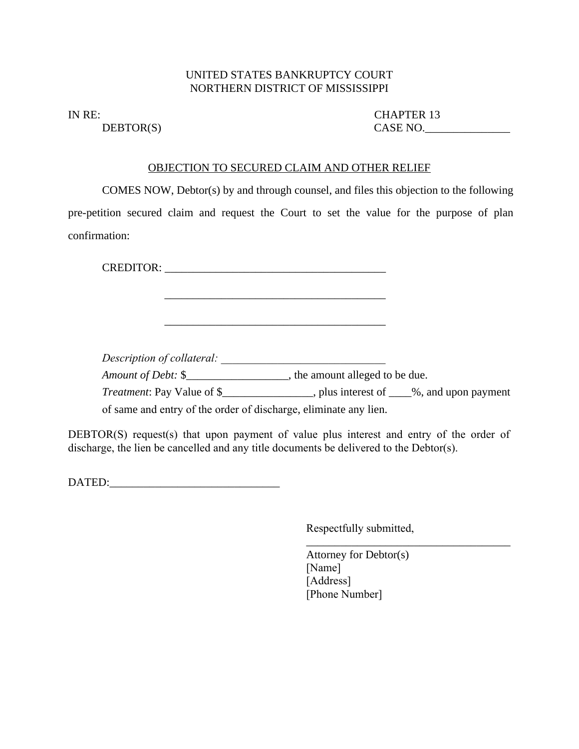UNITED STATES BANKRUPTCY COURT
NORTHERN DISTRICT OF MISSISSIPPI

IN RE: CHAPTER 13
DEBTOR(S) CASE NO.________________

OBJECTION TO SECURED CLAIM AND OTHER RELIEF

COMES NOW, Debtor(s) by and through counsel, and files this objection to the following pre-petition secured claim and request the Court to set the value for the purpose of plan confirmation:

CREDITOR: ________________________________________

________________________________________

________________________________________

*Description of collateral:* ______________________________

*Amount of Debt:* $__________________, the amount alleged to be due.

*Treatment*: Pay Value of $________________, plus interest of ____%, and upon payment of same and entry of the order of discharge, eliminate any lien.

DEBTOR(S) request(s) that upon payment of value plus interest and entry of the order of discharge, the lien be cancelled and any title documents be delivered to the Debtor(s).

DATED:______________________________

Respectfully submitted,

_____________________________________
Attorney for Debtor(s)
[Name]
[Address]
[Phone Number]